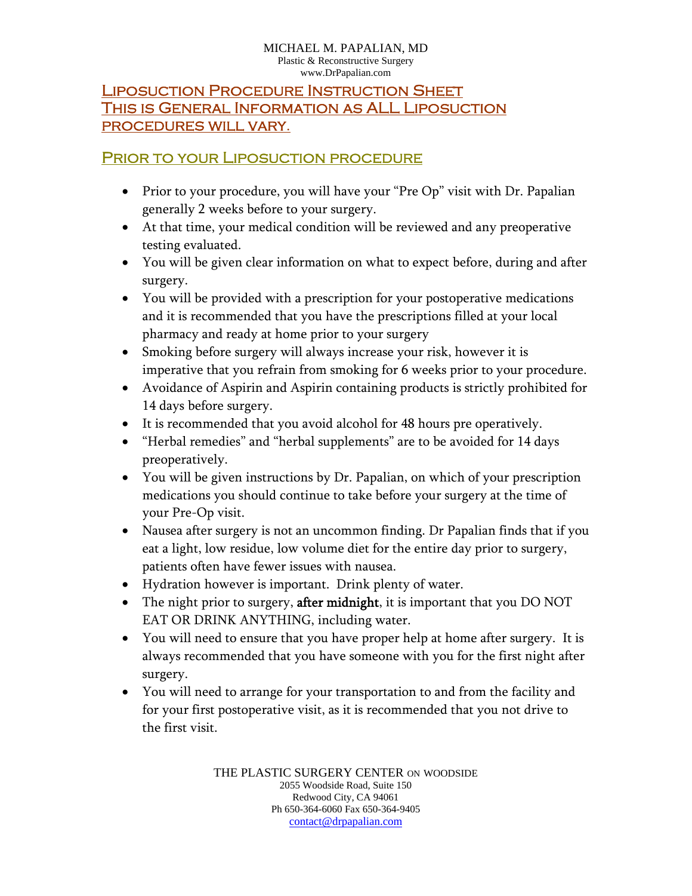MICHAEL M. PAPALIAN, MD
Plastic & Reconstructive Surgery
www.DrPapalian.com

# Liposuction Procedure Instruction Sheet
# This is General Information as ALL Liposuction procedures will vary.

## Prior to your Liposuction procedure

- Prior to your procedure, you will have your "Pre Op" visit with Dr. Papalian generally 2 weeks before to your surgery.
- At that time, your medical condition will be reviewed and any preoperative testing evaluated.
- You will be given clear information on what to expect before, during and after surgery.
- You will be provided with a prescription for your postoperative medications and it is recommended that you have the prescriptions filled at your local pharmacy and ready at home prior to your surgery
- Smoking before surgery will always increase your risk, however it is imperative that you refrain from smoking for 6 weeks prior to your procedure.
- Avoidance of Aspirin and Aspirin containing products is strictly prohibited for 14 days before surgery.
- It is recommended that you avoid alcohol for 48 hours pre operatively.
- "Herbal remedies" and "herbal supplements" are to be avoided for 14 days preoperatively.
- You will be given instructions by Dr. Papalian, on which of your prescription medications you should continue to take before your surgery at the time of your Pre-Op visit.
- Nausea after surgery is not an uncommon finding. Dr Papalian finds that if you eat a light, low residue, low volume diet for the entire day prior to surgery, patients often have fewer issues with nausea.
- Hydration however is important. Drink plenty of water.
- The night prior to surgery, **after midnight**, it is important that you DO NOT EAT OR DRINK ANYTHING, including water.
- You will need to ensure that you have proper help at home after surgery. It is always recommended that you have someone with you for the first night after surgery.
- You will need to arrange for your transportation to and from the facility and for your first postoperative visit, as it is recommended that you not drive to the first visit.

THE PLASTIC SURGERY CENTER ON WOODSIDE
2055 Woodside Road, Suite 150
Redwood City, CA 94061
Ph 650-364-6060 Fax 650-364-9405
contact@drpapalian.com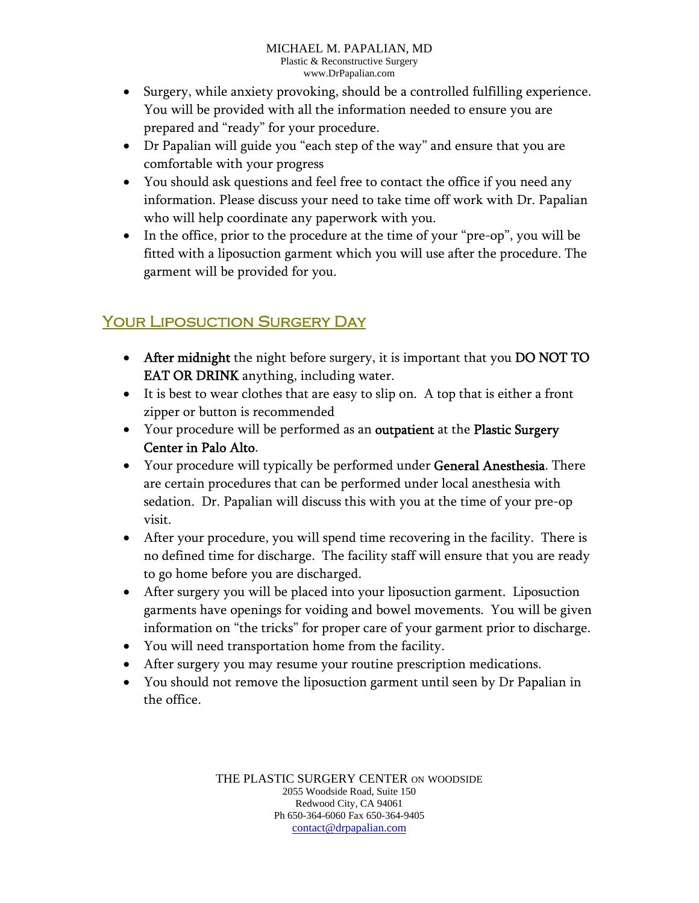- Surgery, while anxiety provoking, should be a controlled fulfilling experience. You will be provided with all the information needed to ensure you are prepared and "ready" for your procedure.
- Dr Papalian will guide you "each step of the way" and ensure that you are comfortable with your progress
- You should ask questions and feel free to contact the office if you need any information. Please discuss your need to take time off work with Dr. Papalian who will help coordinate any paperwork with you.
- In the office, prior to the procedure at the time of your "pre-op", you will be fitted with a liposuction garment which you will use after the procedure. The garment will be provided for you.

## Your Liposuction Surgery Day

- **After midnight** the night before surgery, it is important that you **DO NOT TO EAT OR DRINK** anything, including water.
- It is best to wear clothes that are easy to slip on. A top that is either a front zipper or button is recommended
- Your procedure will be performed as an **outpatient** at the **Plastic Surgery Center in Palo Alto**.
- Your procedure will typically be performed under **General Anesthesia**. There are certain procedures that can be performed under local anesthesia with sedation. Dr. Papalian will discuss this with you at the time of your pre-op visit.
- After your procedure, you will spend time recovering in the facility. There is no defined time for discharge. The facility staff will ensure that you are ready to go home before you are discharged.
- After surgery you will be placed into your liposuction garment. Liposuction garments have openings for voiding and bowel movements. You will be given information on "the tricks" for proper care of your garment prior to discharge.
- You will need transportation home from the facility.
- After surgery you may resume your routine prescription medications.
- You should not remove the liposuction garment until seen by Dr Papalian in the office.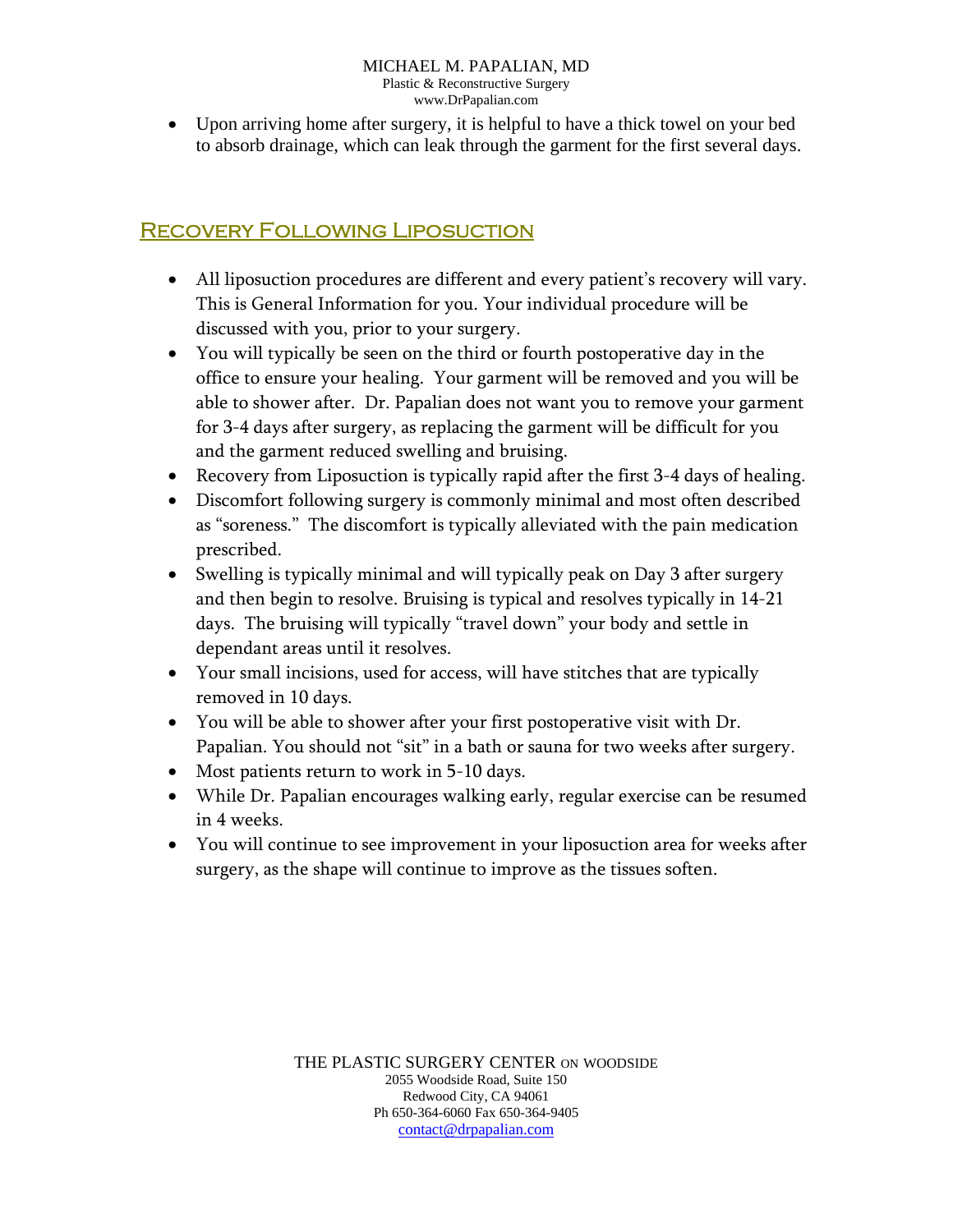- Upon arriving home after surgery, it is helpful to have a thick towel on your bed to absorb drainage, which can leak through the garment for the first several days.

## Recovery Following Liposuction

- All liposuction procedures are different and every patient's recovery will vary. This is General Information for you. Your individual procedure will be discussed with you, prior to your surgery.
- You will typically be seen on the third or fourth postoperative day in the office to ensure your healing. Your garment will be removed and you will be able to shower after. Dr. Papalian does not want you to remove your garment for 3-4 days after surgery, as replacing the garment will be difficult for you and the garment reduced swelling and bruising.
- Recovery from Liposuction is typically rapid after the first 3-4 days of healing.
- Discomfort following surgery is commonly minimal and most often described as "soreness." The discomfort is typically alleviated with the pain medication prescribed.
- Swelling is typically minimal and will typically peak on Day 3 after surgery and then begin to resolve. Bruising is typical and resolves typically in 14-21 days. The bruising will typically "travel down" your body and settle in dependant areas until it resolves.
- Your small incisions, used for access, will have stitches that are typically removed in 10 days.
- You will be able to shower after your first postoperative visit with Dr. Papalian. You should not "sit" in a bath or sauna for two weeks after surgery.
- Most patients return to work in 5-10 days.
- While Dr. Papalian encourages walking early, regular exercise can be resumed in 4 weeks.
- You will continue to see improvement in your liposuction area for weeks after surgery, as the shape will continue to improve as the tissues soften.